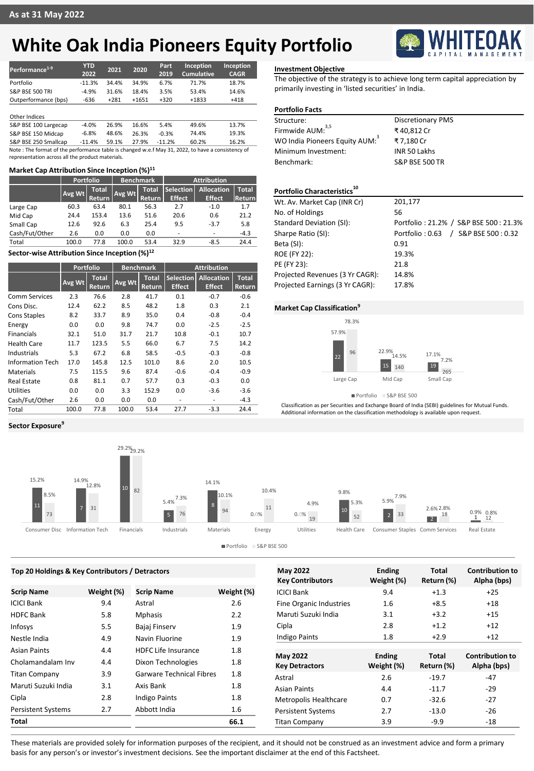As at 31 May 2022

# White Oak India Pioneers Equity Portfolio

| Performance[1-9] | YTD 2022 | 2021 | 2020 | Part 2019 | Inception Cumulative | Inception CAGR |
|---|---|---|---|---|---|---|
| Portfolio | -11.3% | 34.4% | 34.9% | 6.7% | 71.7% | 18.7% |
| S&P BSE 500 TRI | -4.9% | 31.6% | 18.4% | 3.5% | 53.4% | 14.6% |
| Outperformance (bps) | -636 | +281 | +1651 | +320 | +1833 | +418 |
| **Other Indices** | | | | | | |
| S&P BSE 100 Largecap | -4.0% | 26.9% | 16.6% | 5.4% | 49.6% | 13.7% |
| S&P BSE 150 Midcap | -6.8% | 48.6% | 26.3% | -0.3% | 74.4% | 19.3% |
| S&P BSE 250 Smallcap | -11.4% | 59.1% | 27.9% | -11.2% | 60.2% | 16.2% |

Note : The format of the performance table is changed w.e.f May 31, 2022, to have a consistency of representation across all the product materials.

### Market Cap Attribution Since Inception (%)[11]

| | Portfolio | | Benchmark | | Attribution | | |
|---|---|---|---|---|---|---|---|
| | Avg Wt | Total Return | Avg Wt | Total Return | Selection Effect | Allocation Effect | Total Return |
| Large Cap | 60.3 | 63.4 | 80.1 | 56.3 | 2.7 | -1.0 | 1.7 |
| Mid Cap | 24.4 | 153.4 | 13.6 | 51.6 | 20.6 | 0.6 | 21.2 |
| Small Cap | 12.6 | 92.6 | 6.3 | 25.4 | 9.5 | -3.7 | 5.8 |
| Cash/Fut/Other | 2.6 | 0.0 | 0.0 | 0.0 | - | - | -4.3 |
| Total | 100.0 | 77.8 | 100.0 | 53.4 | 32.9 | -8.5 | 24.4 |

### Sector-wise Attribution Since Inception (%)[12]

| | Portfolio | | Benchmark | | Attribution | | |
|---|---|---|---|---|---|---|---|
| | Avg Wt | Total Return | Avg Wt | Total Return | Selection Effect | Allocation Effect | Total Return |
| Comm Services | 2.3 | 76.6 | 2.8 | 41.7 | 0.1 | -0.7 | -0.6 |
| Cons Disc. | 12.4 | 62.2 | 8.5 | 48.2 | 1.8 | 0.3 | 2.1 |
| Cons Staples | 8.2 | 33.7 | 8.9 | 35.0 | 0.4 | -0.8 | -0.4 |
| Energy | 0.0 | 0.0 | 9.8 | 74.7 | 0.0 | -2.5 | -2.5 |
| Financials | 32.1 | 51.0 | 31.7 | 21.7 | 10.8 | -0.1 | 10.7 |
| Health Care | 11.7 | 123.5 | 5.5 | 66.0 | 6.7 | 7.5 | 14.2 |
| Industrials | 5.3 | 67.2 | 6.8 | 58.5 | -0.5 | -0.3 | -0.8 |
| Information Tech | 17.0 | 145.8 | 12.5 | 101.0 | 8.6 | 2.0 | 10.5 |
| Materials | 7.5 | 115.5 | 9.6 | 87.4 | -0.6 | -0.4 | -0.9 |
| Real Estate | 0.8 | 81.1 | 0.7 | 57.7 | 0.3 | -0.3 | 0.0 |
| Utilities | 0.0 | 0.0 | 3.3 | 152.9 | 0.0 | -3.6 | -3.6 |
| Cash/Fut/Other | 2.6 | 0.0 | 0.0 | 0.0 | - | - | -4.3 |
| Total | 100.0 | 77.8 | 100.0 | 53.4 | 27.7 | -3.3 | 24.4 |

### Investment Objective

The objective of the strategy is to achieve long term capital appreciation by primarily investing in 'listed securities' in India.

### Portfolio Facts

| | |
|---|---|
| Structure: | Discretionary PMS |
| Firmwide AUM:[3,5] | ₹ 40,812 Cr |
| WO India Pioneers Equity AUM:[3] | ₹ 7,180 Cr |
| Minimum Investment: | INR 50 Lakhs |
| Benchmark: | S&P BSE 500 TR |

### Portfolio Characteristics[10]

| | |
|---|---|
| Wt. Av. Market Cap (INR Cr) | 201,177 |
| No. of Holdings | 56 |
| Standard Deviation (SI): | Portfolio : 21.2% / S&P BSE 500 : 21.3% |
| Sharpe Ratio (SI): | Portfolio : 0.63 / S&P BSE 500 : 0.32 |
| Beta (SI): | 0.91 |
| ROE (FY 22): | 19.3% |
| PE (FY 23): | 21.8 |
| Projected Revenues (3 Yr CAGR): | 14.8% |
| Projected Earnings (3 Yr CAGR): | 17.8% |

### Market Cap Classification[9]

| | Portfolio (%) | Portfolio (No. of stocks) | S&P BSE 500 (%) | S&P BSE 500 (No. of stocks) |
|---|---|---|---|---|
| Large Cap | 57.9% | 22 | 78.3% | 96 |
| Mid Cap | 22.9% | 15 | 14.5% | 140 |
| Small Cap | 17.1% | 19 | 7.2% | 265 |

Classification as per Securities and Exchange Board of India (SEBI) guidelines for Mutual Funds. Additional information on the classification methodology is available upon request.

### Sector Exposure[9]

| Sector | Portfolio (%) | Portfolio (No. of stocks) | S&P BSE 500 (%) | S&P BSE 500 (No. of stocks) |
|---|---|---|---|---|
| Consumer Disc | 15.2% | 11 | 8.5% | 73 |
| Information Tech | 14.9% | 7 | 12.8% | 31 |
| Financials | 29.2% | 10 | 29.2% | 82 |
| Industrials | 5.4% | 5 | 7.3% | 76 |
| Materials | 14.1% | 8 | 10.1% | 94 |
| Energy | 0.0% | | 10.4% | 11 |
| Utilities | 0.0% | | 4.9% | 19 |
| Health Care | 9.8% | 10 | 5.3% | 52 |
| Consumer Staples | 5.9% | 2 | 7.9% | 33 |
| Comm Services | 2.6% | 2 | 2.8% | 18 |
| Real Estate | 0.9% | 1 | 0.8% | 12 |

### Top 20 Holdings & Key Contributors / Detractors

| Scrip Name | Weight (%) | Scrip Name | Weight (%) |
|---|---|---|---|
| ICICI Bank | 9.4 | Astral | 2.6 |
| HDFC Bank | 5.8 | Mphasis | 2.2 |
| Infosys | 5.5 | Bajaj Finserv | 1.9 |
| Nestle India | 4.9 | Navin Fluorine | 1.9 |
| Asian Paints | 4.4 | HDFC Life Insurance | 1.8 |
| Cholamandalam Inv | 4.4 | Dixon Technologies | 1.8 |
| Titan Company | 3.9 | Garware Technical Fibres | 1.8 |
| Maruti Suzuki India | 3.1 | Axis Bank | 1.8 |
| Cipla | 2.8 | Indigo Paints | 1.8 |
| Persistent Systems | 2.7 | Abbott India | 1.6 |
| **Total** | | | **66.1** |

| May 2022 Key Contributors | Ending Weight (%) | Total Return (%) | Contribution to Alpha (bps) |
|---|---|---|---|
| ICICI Bank | 9.4 | +1.3 | +25 |
| Fine Organic Industries | 1.6 | +8.5 | +18 |
| Maruti Suzuki India | 3.1 | +3.2 | +15 |
| Cipla | 2.8 | +1.2 | +12 |
| Indigo Paints | 1.8 | +2.9 | +12 |

| May 2022 Key Detractors | Ending Weight (%) | Total Return (%) | Contribution to Alpha (bps) |
|---|---|---|---|
| Astral | 2.6 | -19.7 | -47 |
| Asian Paints | 4.4 | -11.7 | -29 |
| Metropolis Healthcare | 0.7 | -32.6 | -27 |
| Persistent Systems | 2.7 | -13.0 | -26 |
| Titan Company | 3.9 | -9.9 | -18 |

These materials are provided solely for information purposes of the recipient, and it should not be construed as an investment advice and form a primary basis for any person's or investor's investment decisions. See the important disclaimer at the end of this Factsheet.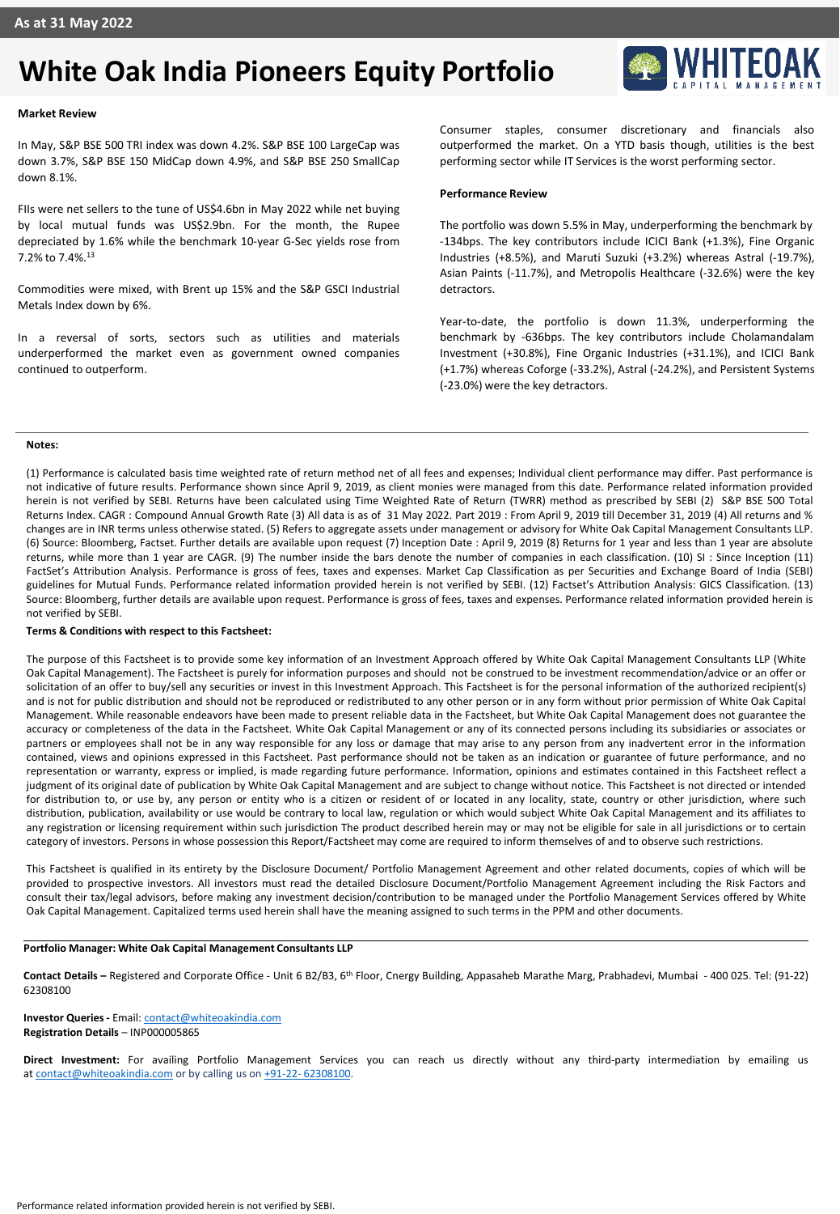As at 31 May 2022

# White Oak India Pioneers Equity Portfolio

**Market Review**

In May, S&P BSE 500 TRI index was down 4.2%. S&P BSE 100 LargeCap was down 3.7%, S&P BSE 150 MidCap down 4.9%, and S&P BSE 250 SmallCap down 8.1%.

FIIs were net sellers to the tune of US$4.6bn in May 2022 while net buying by local mutual funds was US$2.9bn. For the month, the Rupee depreciated by 1.6% while the benchmark 10-year G-Sec yields rose from 7.2% to 7.4%.[13]

Commodities were mixed, with Brent up 15% and the S&P GSCI Industrial Metals Index down by 6%.

In a reversal of sorts, sectors such as utilities and materials underperformed the market even as government owned companies continued to outperform.

Consumer staples, consumer discretionary and financials also outperformed the market. On a YTD basis though, utilities is the best performing sector while IT Services is the worst performing sector.

**Performance Review**

The portfolio was down 5.5% in May, underperforming the benchmark by -134bps. The key contributors include ICICI Bank (+1.3%), Fine Organic Industries (+8.5%), and Maruti Suzuki (+3.2%) whereas Astral (-19.7%), Asian Paints (-11.7%), and Metropolis Healthcare (-32.6%) were the key detractors.

Year-to-date, the portfolio is down 11.3%, underperforming the benchmark by -636bps. The key contributors include Cholamandalam Investment (+30.8%), Fine Organic Industries (+31.1%), and ICICI Bank (+1.7%) whereas Coforge (-33.2%), Astral (-24.2%), and Persistent Systems (-23.0%) were the key detractors.

**Notes:**

(1) Performance is calculated basis time weighted rate of return method net of all fees and expenses; Individual client performance may differ. Past performance is not indicative of future results. Performance shown since April 9, 2019, as client monies were managed from this date. Performance related information provided herein is not verified by SEBI. Returns have been calculated using Time Weighted Rate of Return (TWRR) method as prescribed by SEBI (2) S&P BSE 500 Total Returns Index. CAGR : Compound Annual Growth Rate (3) All data is as of 31 May 2022. Part 2019 : From April 9, 2019 till December 31, 2019 (4) All returns and % changes are in INR terms unless otherwise stated. (5) Refers to aggregate assets under management or advisory for White Oak Capital Management Consultants LLP. (6) Source: Bloomberg, Factset. Further details are available upon request (7) Inception Date : April 9, 2019 (8) Returns for 1 year and less than 1 year are absolute returns, while more than 1 year are CAGR. (9) The number inside the bars denote the number of companies in each classification. (10) SI : Since Inception (11) FactSet's Attribution Analysis. Performance is gross of fees, taxes and expenses. Market Cap Classification as per Securities and Exchange Board of India (SEBI) guidelines for Mutual Funds. Performance related information provided herein is not verified by SEBI. (12) Factset's Attribution Analysis: GICS Classification. (13) Source: Bloomberg, further details are available upon request. Performance is gross of fees, taxes and expenses. Performance related information provided herein is not verified by SEBI.

**Terms & Conditions with respect to this Factsheet:**

The purpose of this Factsheet is to provide some key information of an Investment Approach offered by White Oak Capital Management Consultants LLP (White Oak Capital Management). The Factsheet is purely for information purposes and should not be construed to be investment recommendation/advice or an offer or solicitation of an offer to buy/sell any securities or invest in this Investment Approach. This Factsheet is for the personal information of the authorized recipient(s) and is not for public distribution and should not be reproduced or redistributed to any other person or in any form without prior permission of White Oak Capital Management. While reasonable endeavors have been made to present reliable data in the Factsheet, but White Oak Capital Management does not guarantee the accuracy or completeness of the data in the Factsheet. White Oak Capital Management or any of its connected persons including its subsidiaries or associates or partners or employees shall not be in any way responsible for any loss or damage that may arise to any person from any inadvertent error in the information contained, views and opinions expressed in this Factsheet. Past performance should not be taken as an indication or guarantee of future performance, and no representation or warranty, express or implied, is made regarding future performance. Information, opinions and estimates contained in this Factsheet reflect a judgment of its original date of publication by White Oak Capital Management and are subject to change without notice. This Factsheet is not directed or intended for distribution to, or use by, any person or entity who is a citizen or resident of or located in any locality, state, country or other jurisdiction, where such distribution, publication, availability or use would be contrary to local law, regulation or which would subject White Oak Capital Management and its affiliates to any registration or licensing requirement within such jurisdiction The product described herein may or may not be eligible for sale in all jurisdictions or to certain category of investors. Persons in whose possession this Report/Factsheet may come are required to inform themselves of and to observe such restrictions.

This Factsheet is qualified in its entirety by the Disclosure Document/ Portfolio Management Agreement and other related documents, copies of which will be provided to prospective investors. All investors must read the detailed Disclosure Document/Portfolio Management Agreement including the Risk Factors and consult their tax/legal advisors, before making any investment decision/contribution to be managed under the Portfolio Management Services offered by White Oak Capital Management. Capitalized terms used herein shall have the meaning assigned to such terms in the PPM and other documents.

**Portfolio Manager: White Oak Capital Management Consultants LLP**

**Contact Details –** Registered and Corporate Office - Unit 6 B2/B3, 6th Floor, Cnergy Building, Appasaheb Marathe Marg, Prabhadevi, Mumbai - 400 025. Tel: (91-22) 62308100

**Investor Queries -** Email: contact@whiteoakindia.com
**Registration Details** – INP000005865

**Direct Investment:** For availing Portfolio Management Services you can reach us directly without any third-party intermediation by emailing us at contact@whiteoakindia.com or by calling us on +91-22- 62308100.

Performance related information provided herein is not verified by SEBI.